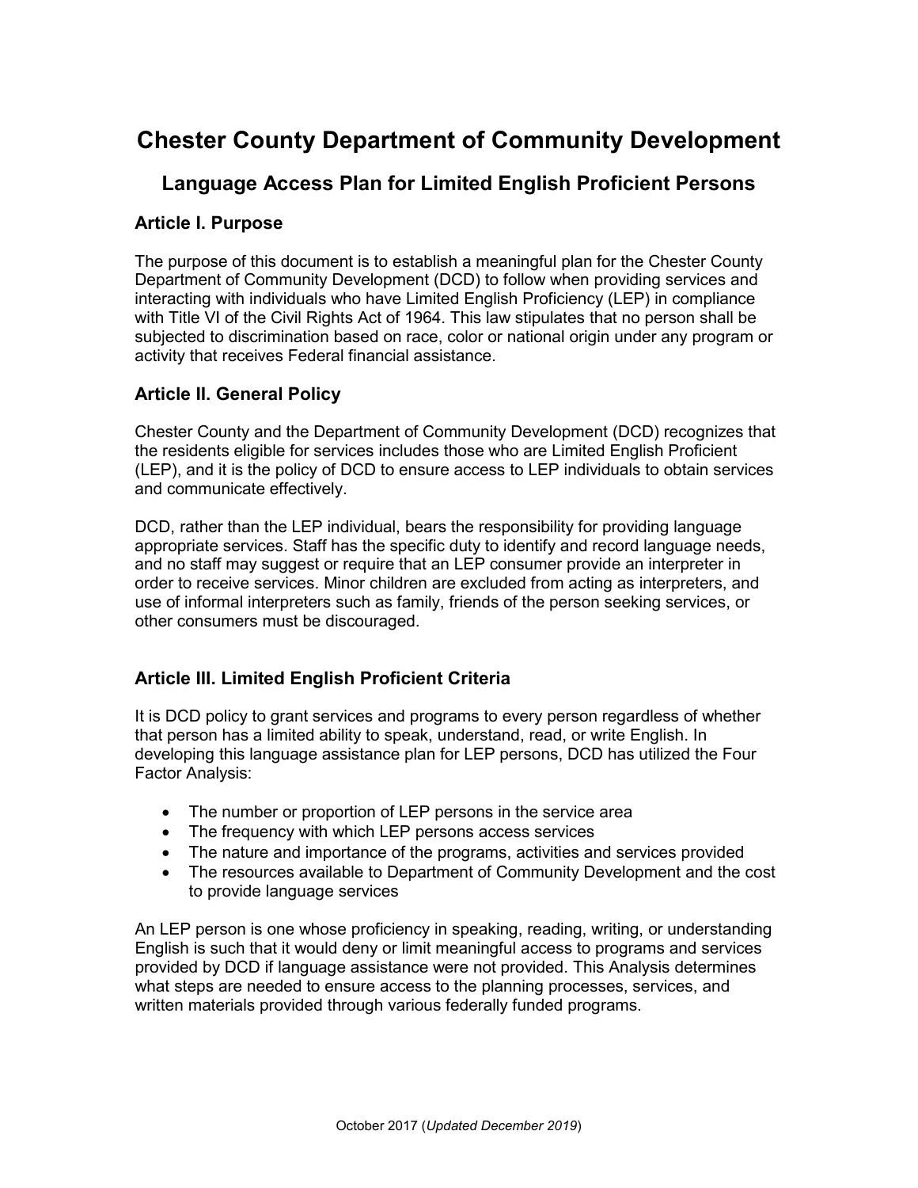# Chester County Department of Community Development

## Language Access Plan for Limited English Proficient Persons

### Article I. Purpose

The purpose of this document is to establish a meaningful plan for the Chester County Department of Community Development (DCD) to follow when providing services and interacting with individuals who have Limited English Proficiency (LEP) in compliance with Title VI of the Civil Rights Act of 1964. This law stipulates that no person shall be subjected to discrimination based on race, color or national origin under any program or activity that receives Federal financial assistance.

### Article II. General Policy

Chester County and the Department of Community Development (DCD) recognizes that the residents eligible for services includes those who are Limited English Proficient (LEP), and it is the policy of DCD to ensure access to LEP individuals to obtain services and communicate effectively.

DCD, rather than the LEP individual, bears the responsibility for providing language appropriate services. Staff has the specific duty to identify and record language needs, and no staff may suggest or require that an LEP consumer provide an interpreter in order to receive services. Minor children are excluded from acting as interpreters, and use of informal interpreters such as family, friends of the person seeking services, or other consumers must be discouraged.

### Article III. Limited English Proficient Criteria

It is DCD policy to grant services and programs to every person regardless of whether that person has a limited ability to speak, understand, read, or write English. In developing this language assistance plan for LEP persons, DCD has utilized the Four Factor Analysis:

- The number or proportion of LEP persons in the service area
- The frequency with which LEP persons access services
- The nature and importance of the programs, activities and services provided
- The resources available to Department of Community Development and the cost to provide language services

An LEP person is one whose proficiency in speaking, reading, writing, or understanding English is such that it would deny or limit meaningful access to programs and services provided by DCD if language assistance were not provided. This Analysis determines what steps are needed to ensure access to the planning processes, services, and written materials provided through various federally funded programs.

October 2017 (*Updated December 2019*)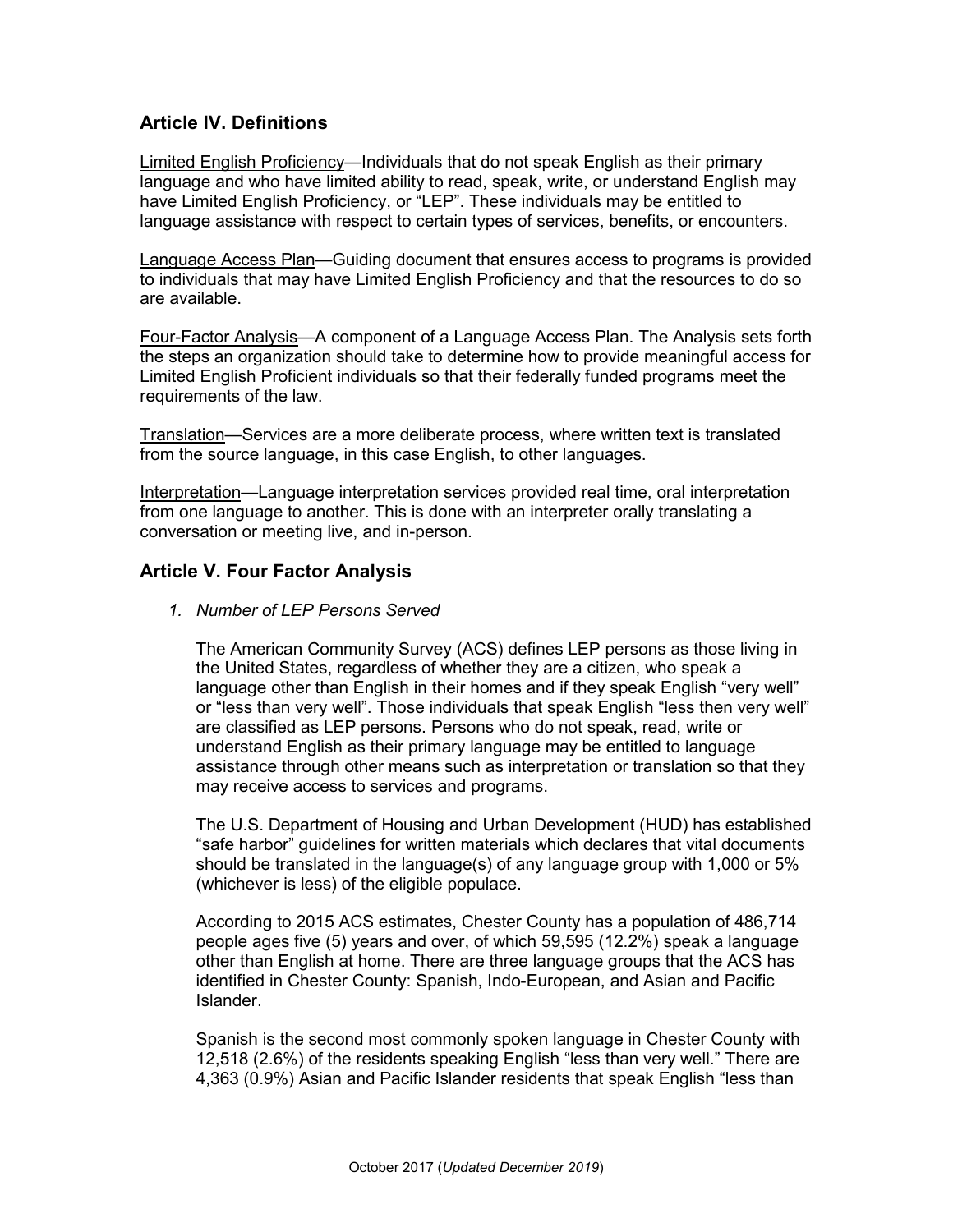## Article IV. Definitions

<u>Limited English Proficiency</u>—Individuals that do not speak English as their primary language and who have limited ability to read, speak, write, or understand English may have Limited English Proficiency, or "LEP". These individuals may be entitled to language assistance with respect to certain types of services, benefits, or encounters.

<u>Language Access Plan</u>—Guiding document that ensures access to programs is provided to individuals that may have Limited English Proficiency and that the resources to do so are available.

<u>Four-Factor Analysis</u>—A component of a Language Access Plan. The Analysis sets forth the steps an organization should take to determine how to provide meaningful access for Limited English Proficient individuals so that their federally funded programs meet the requirements of the law.

<u>Translation</u>—Services are a more deliberate process, where written text is translated from the source language, in this case English, to other languages.

<u>Interpretation</u>—Language interpretation services provided real time, oral interpretation from one language to another. This is done with an interpreter orally translating a conversation or meeting live, and in-person.

## Article V. Four Factor Analysis

1. *Number of LEP Persons Served*

   The American Community Survey (ACS) defines LEP persons as those living in the United States, regardless of whether they are a citizen, who speak a language other than English in their homes and if they speak English "very well" or "less than very well". Those individuals that speak English "less then very well" are classified as LEP persons. Persons who do not speak, read, write or understand English as their primary language may be entitled to language assistance through other means such as interpretation or translation so that they may receive access to services and programs.

   The U.S. Department of Housing and Urban Development (HUD) has established "safe harbor" guidelines for written materials which declares that vital documents should be translated in the language(s) of any language group with 1,000 or 5% (whichever is less) of the eligible populace.

   According to 2015 ACS estimates, Chester County has a population of 486,714 people ages five (5) years and over, of which 59,595 (12.2%) speak a language other than English at home. There are three language groups that the ACS has identified in Chester County: Spanish, Indo-European, and Asian and Pacific Islander.

   Spanish is the second most commonly spoken language in Chester County with 12,518 (2.6%) of the residents speaking English "less than very well." There are 4,363 (0.9%) Asian and Pacific Islander residents that speak English "less than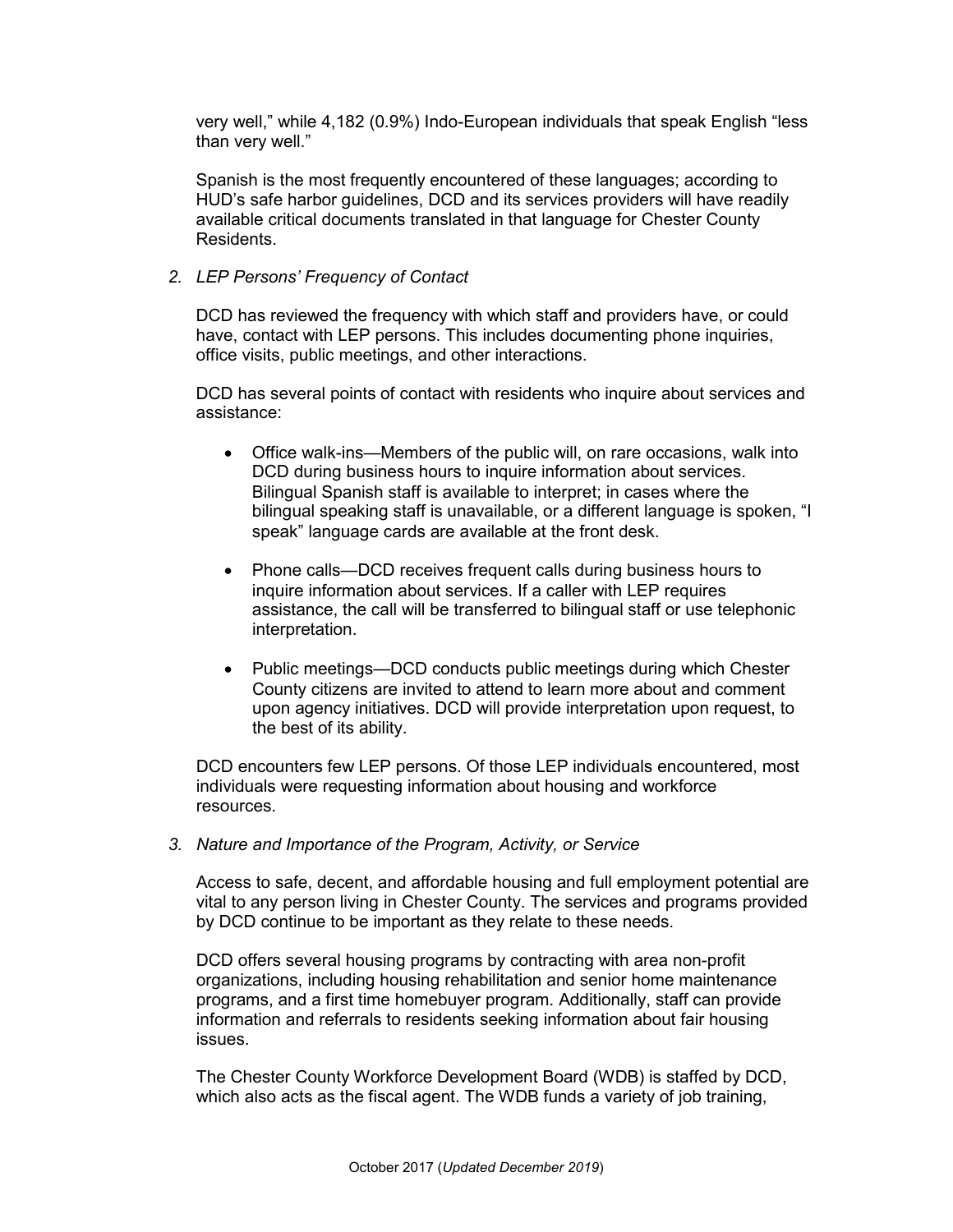very well," while 4,182 (0.9%) Indo-European individuals that speak English "less than very well."

Spanish is the most frequently encountered of these languages; according to HUD's safe harbor guidelines, DCD and its services providers will have readily available critical documents translated in that language for Chester County Residents.

*2. LEP Persons' Frequency of Contact*

DCD has reviewed the frequency with which staff and providers have, or could have, contact with LEP persons. This includes documenting phone inquiries, office visits, public meetings, and other interactions.

DCD has several points of contact with residents who inquire about services and assistance:

- Office walk-ins—Members of the public will, on rare occasions, walk into DCD during business hours to inquire information about services. Bilingual Spanish staff is available to interpret; in cases where the bilingual speaking staff is unavailable, or a different language is spoken, "I speak" language cards are available at the front desk.
- Phone calls—DCD receives frequent calls during business hours to inquire information about services. If a caller with LEP requires assistance, the call will be transferred to bilingual staff or use telephonic interpretation.
- Public meetings—DCD conducts public meetings during which Chester County citizens are invited to attend to learn more about and comment upon agency initiatives. DCD will provide interpretation upon request, to the best of its ability.

DCD encounters few LEP persons. Of those LEP individuals encountered, most individuals were requesting information about housing and workforce resources.

*3. Nature and Importance of the Program, Activity, or Service*

Access to safe, decent, and affordable housing and full employment potential are vital to any person living in Chester County. The services and programs provided by DCD continue to be important as they relate to these needs.

DCD offers several housing programs by contracting with area non-profit organizations, including housing rehabilitation and senior home maintenance programs, and a first time homebuyer program. Additionally, staff can provide information and referrals to residents seeking information about fair housing issues.

The Chester County Workforce Development Board (WDB) is staffed by DCD, which also acts as the fiscal agent. The WDB funds a variety of job training,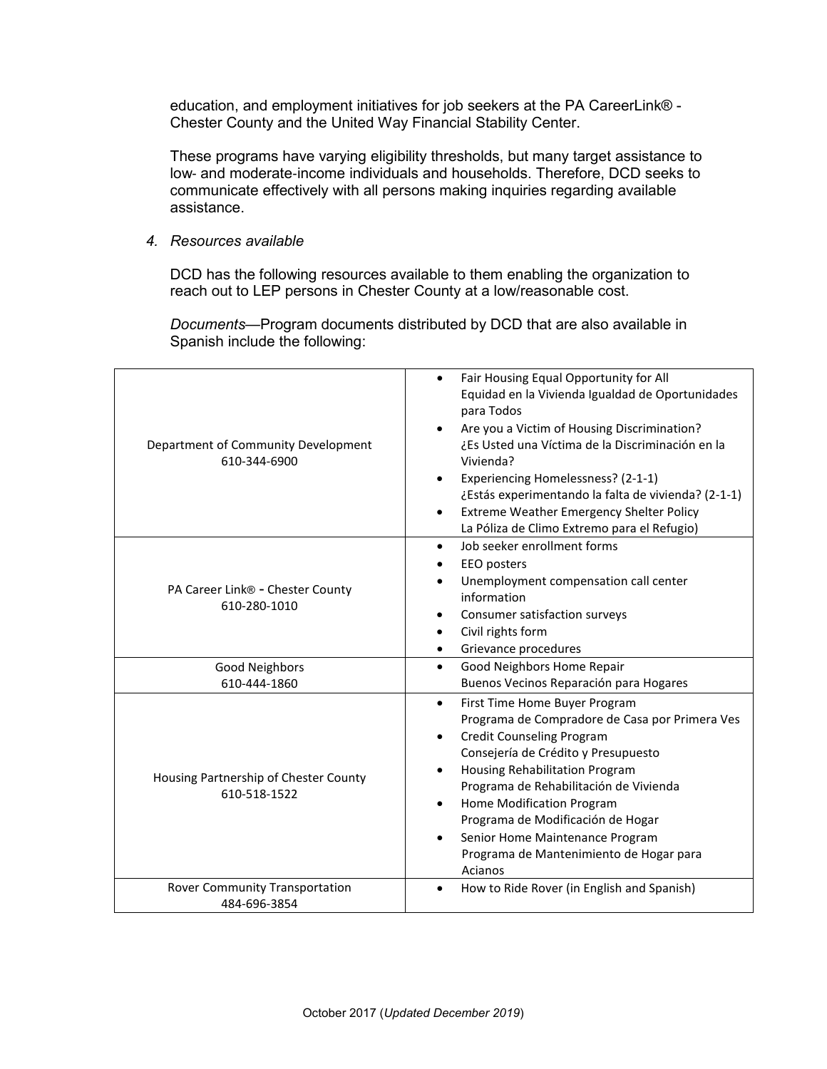education, and employment initiatives for job seekers at the PA CareerLink® - Chester County and the United Way Financial Stability Center.

These programs have varying eligibility thresholds, but many target assistance to low- and moderate-income individuals and households. Therefore, DCD seeks to communicate effectively with all persons making inquiries regarding available assistance.

4. *Resources available*

DCD has the following resources available to them enabling the organization to reach out to LEP persons in Chester County at a low/reasonable cost.

*Documents*—Program documents distributed by DCD that are also available in Spanish include the following:

| | |
|---|---|
| Department of Community Development<br>610-344-6900 | • Fair Housing Equal Opportunity for All<br>Equidad en la Vivienda Igualdad de Oportunidades para Todos<br>• Are you a Victim of Housing Discrimination?<br>¿Es Usted una Víctima de la Discriminación en la Vivienda?<br>• Experiencing Homelessness? (2-1-1)<br>¿Estás experimentando la falta de vivienda? (2-1-1)<br>• Extreme Weather Emergency Shelter Policy<br>La Póliza de Climo Extremo para el Refugio) |
| PA Career Link® - Chester County<br>610-280-1010 | • Job seeker enrollment forms<br>• EEO posters<br>• Unemployment compensation call center information<br>• Consumer satisfaction surveys<br>• Civil rights form<br>• Grievance procedures |
| Good Neighbors<br>610-444-1860 | • Good Neighbors Home Repair<br>Buenos Vecinos Reparación para Hogares |
| Housing Partnership of Chester County<br>610-518-1522 | • First Time Home Buyer Program<br>Programa de Compradore de Casa por Primera Ves<br>• Credit Counseling Program<br>Consejería de Crédito y Presupuesto<br>• Housing Rehabilitation Program<br>Programa de Rehabilitación de Vivienda<br>• Home Modification Program<br>Programa de Modificación de Hogar<br>• Senior Home Maintenance Program<br>Programa de Mantenimiento de Hogar para Acianos |
| Rover Community Transportation<br>484-696-3854 | • How to Ride Rover (in English and Spanish) |

October 2017 (*Updated December 2019*)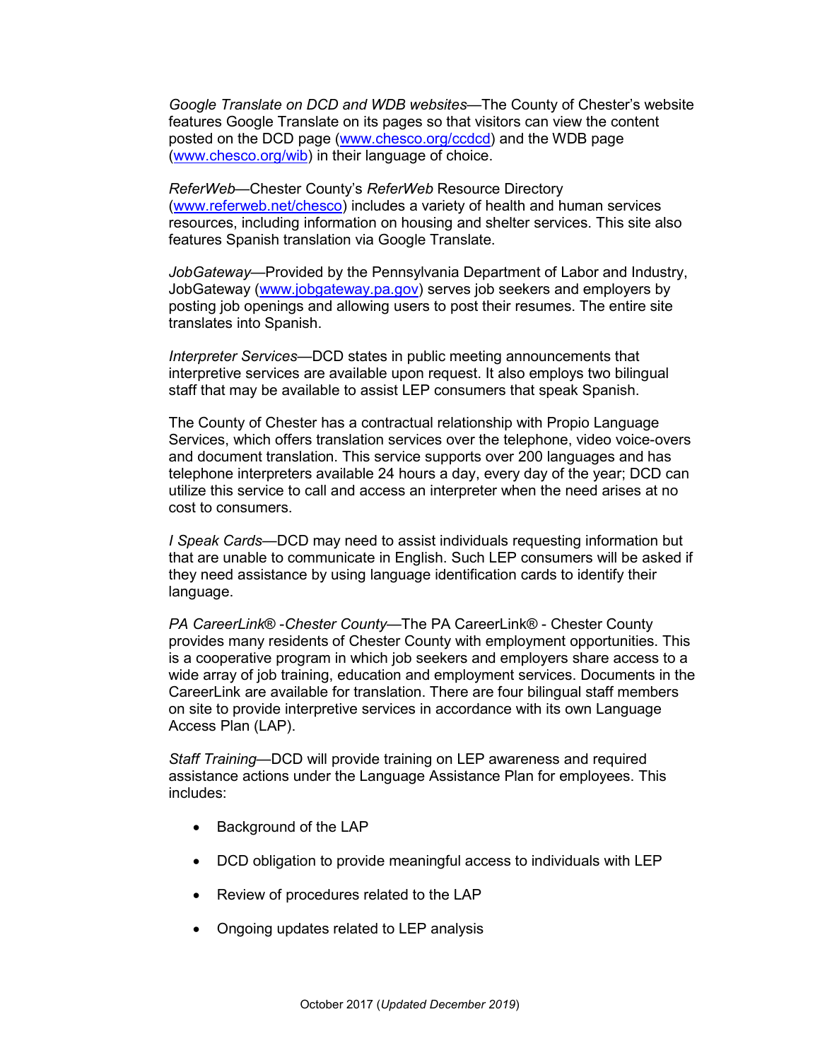*Google Translate on DCD and WDB websites*—The County of Chester's website features Google Translate on its pages so that visitors can view the content posted on the DCD page (www.chesco.org/ccdcd) and the WDB page (www.chesco.org/wib) in their language of choice.

*ReferWeb*—Chester County's *ReferWeb* Resource Directory (www.referweb.net/chesco) includes a variety of health and human services resources, including information on housing and shelter services. This site also features Spanish translation via Google Translate.

*JobGateway*—Provided by the Pennsylvania Department of Labor and Industry, JobGateway (www.jobgateway.pa.gov) serves job seekers and employers by posting job openings and allowing users to post their resumes. The entire site translates into Spanish.

*Interpreter Services*—DCD states in public meeting announcements that interpretive services are available upon request. It also employs two bilingual staff that may be available to assist LEP consumers that speak Spanish.

The County of Chester has a contractual relationship with Propio Language Services, which offers translation services over the telephone, video voice-overs and document translation. This service supports over 200 languages and has telephone interpreters available 24 hours a day, every day of the year; DCD can utilize this service to call and access an interpreter when the need arises at no cost to consumers.

*I Speak Cards*—DCD may need to assist individuals requesting information but that are unable to communicate in English. Such LEP consumers will be asked if they need assistance by using language identification cards to identify their language.

*PA CareerLink® -Chester County*—The PA CareerLink® - Chester County provides many residents of Chester County with employment opportunities. This is a cooperative program in which job seekers and employers share access to a wide array of job training, education and employment services. Documents in the CareerLink are available for translation. There are four bilingual staff members on site to provide interpretive services in accordance with its own Language Access Plan (LAP).

*Staff Training*—DCD will provide training on LEP awareness and required assistance actions under the Language Assistance Plan for employees. This includes:

- Background of the LAP
- DCD obligation to provide meaningful access to individuals with LEP
- Review of procedures related to the LAP
- Ongoing updates related to LEP analysis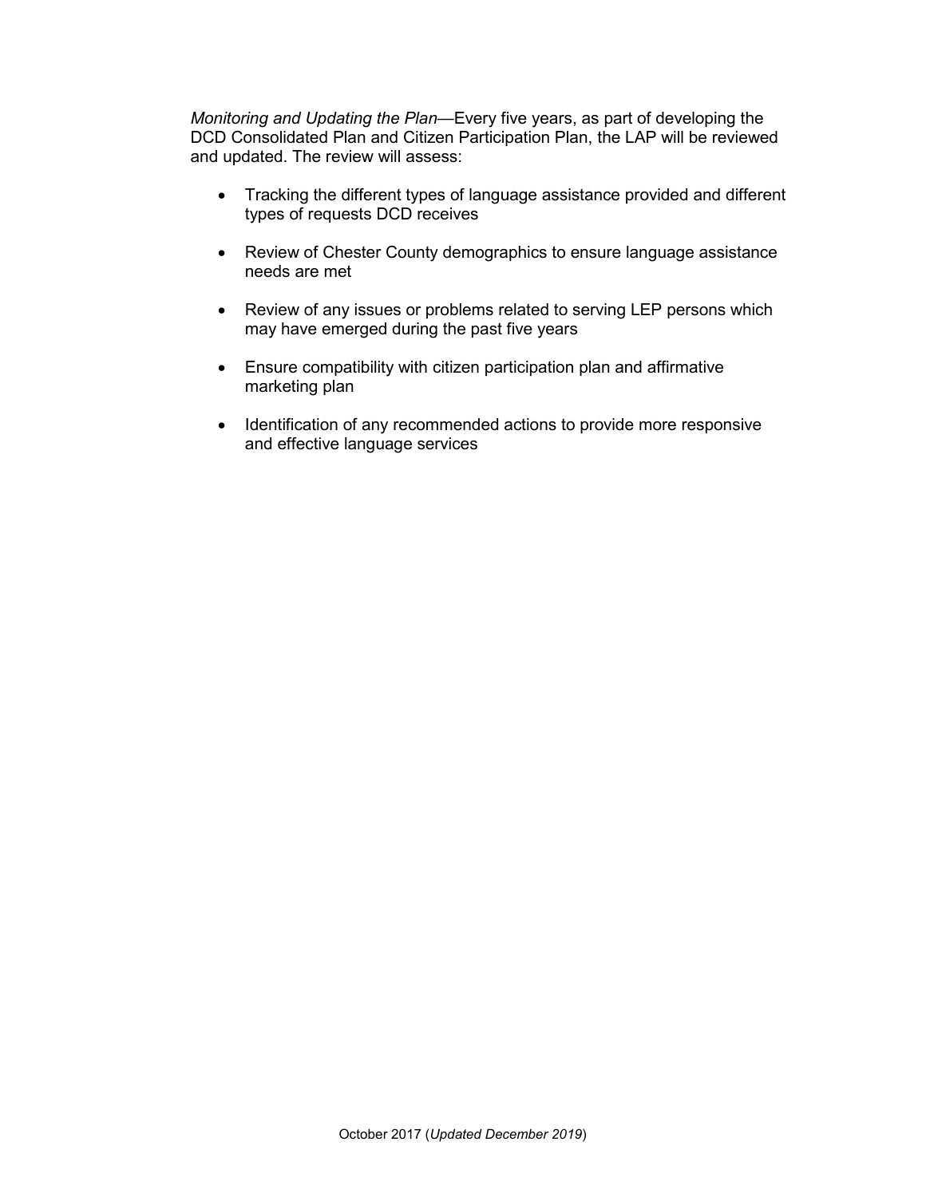*Monitoring and Updating the Plan*—Every five years, as part of developing the DCD Consolidated Plan and Citizen Participation Plan, the LAP will be reviewed and updated. The review will assess:

- Tracking the different types of language assistance provided and different types of requests DCD receives
- Review of Chester County demographics to ensure language assistance needs are met
- Review of any issues or problems related to serving LEP persons which may have emerged during the past five years
- Ensure compatibility with citizen participation plan and affirmative marketing plan
- Identification of any recommended actions to provide more responsive and effective language services